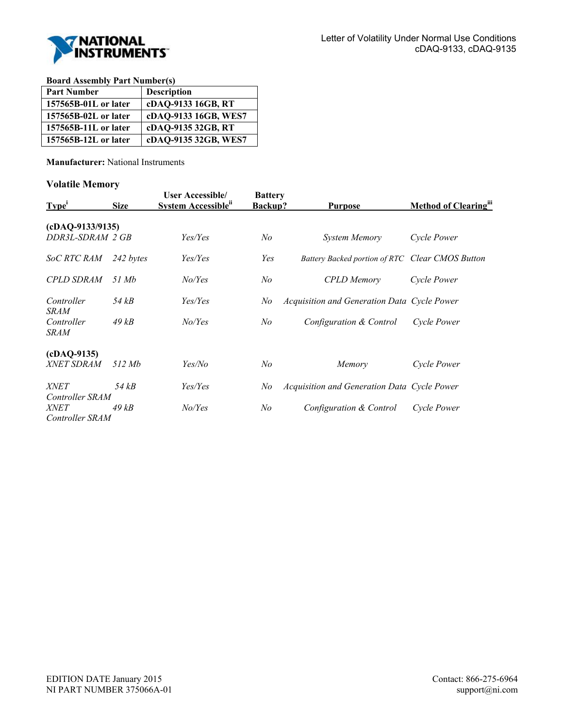Letter of Volatility Under Normal Use Conditions
cDAQ-9133, cDAQ-9135

**Board Assembly Part Number(s)**

| Part Number | Description |
|---|---|
| 157565B-01L or later | cDAQ-9133 16GB, RT |
| 157565B-02L or later | cDAQ-9133 16GB, WES7 |
| 157565B-11L or later | cDAQ-9135 32GB, RT |
| 157565B-12L or later | cDAQ-9135 32GB, WES7 |

**Manufacturer:** National Instruments

### Volatile Memory

| Type[i] | Size | User Accessible/ System Accessible[ii] | Battery Backup? | Purpose | Method of Clearing[iii] |
|---|---|---|---|---|---|
| **(cDAQ-9133/9135)** | | | | | |
| *DDR3L-SDRAM* | *2 GB* | *Yes/Yes* | *No* | *System Memory* | *Cycle Power* |
| *SoC RTC RAM* | *242 bytes* | *Yes/Yes* | *Yes* | *Battery Backed portion of RTC* | *Clear CMOS Button* |
| *CPLD SDRAM* | *51 Mb* | *No/Yes* | *No* | *CPLD Memory* | *Cycle Power* |
| *Controller SRAM* | *54 kB* | *Yes/Yes* | *No* | *Acquisition and Generation Data* | *Cycle Power* |
| *Controller SRAM* | *49 kB* | *No/Yes* | *No* | *Configuration & Control* | *Cycle Power* |
| **(cDAQ-9135)** | | | | | |
| *XNET SDRAM* | *512 Mb* | *Yes/No* | *No* | *Memory* | *Cycle Power* |
| *XNET Controller SRAM* | *54 kB* | *Yes/Yes* | *No* | *Acquisition and Generation Data* | *Cycle Power* |
| *XNET Controller SRAM* | *49 kB* | *No/Yes* | *No* | *Configuration & Control* | *Cycle Power* |

EDITION DATE January 2015
NI PART NUMBER 375066A-01

Contact: 866-275-6964
support@ni.com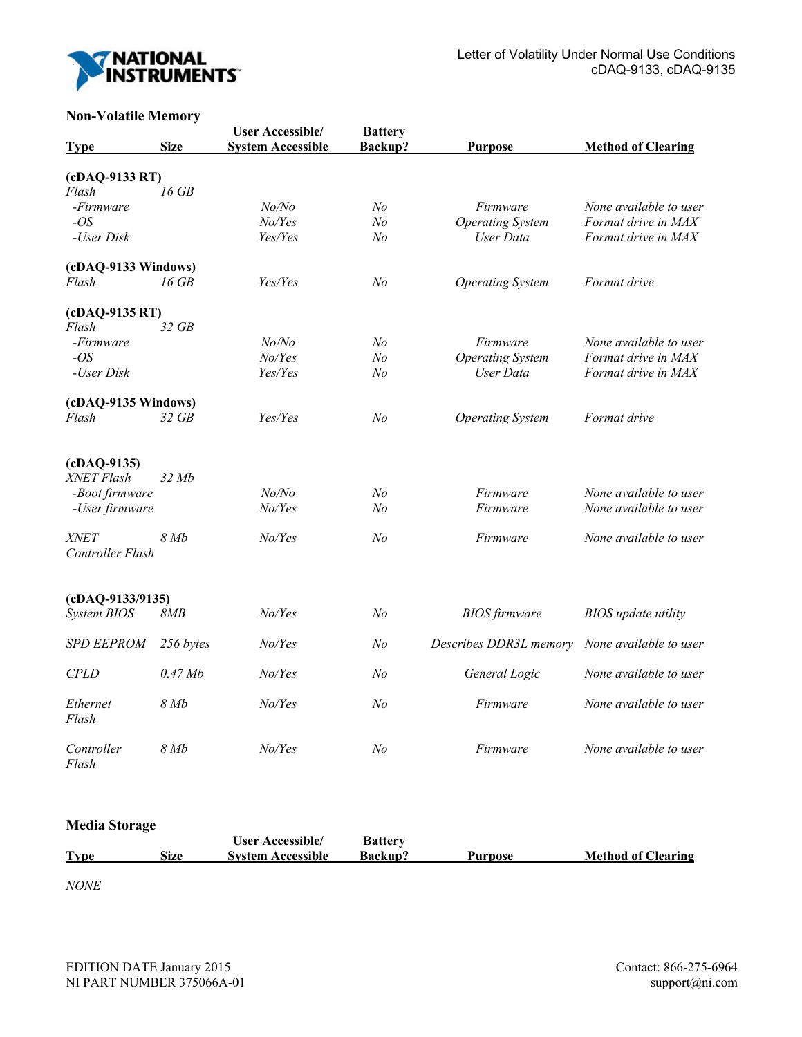## Non-Volatile Memory

| Type | Size | User Accessible/ System Accessible | Battery Backup? | Purpose | Method of Clearing |
|---|---|---|---|---|---|
| **(cDAQ-9133 RT)** | | | | | |
| *Flash* | *16 GB* | | | | |
| *-Firmware* | | *No/No* | *No* | *Firmware* | *None available to user* |
| *-OS* | | *No/Yes* | *No* | *Operating System* | *Format drive in MAX* |
| *-User Disk* | | *Yes/Yes* | *No* | *User Data* | *Format drive in MAX* |
| **(cDAQ-9133 Windows)** | | | | | |
| *Flash* | *16 GB* | *Yes/Yes* | *No* | *Operating System* | *Format drive* |
| **(cDAQ-9135 RT)** | | | | | |
| *Flash* | *32 GB* | | | | |
| *-Firmware* | | *No/No* | *No* | *Firmware* | *None available to user* |
| *-OS* | | *No/Yes* | *No* | *Operating System* | *Format drive in MAX* |
| *-User Disk* | | *Yes/Yes* | *No* | *User Data* | *Format drive in MAX* |
| **(cDAQ-9135 Windows)** | | | | | |
| *Flash* | *32 GB* | *Yes/Yes* | *No* | *Operating System* | *Format drive* |
| **(cDAQ-9135)** | | | | | |
| *XNET Flash* | *32 Mb* | | | | |
| *-Boot firmware* | | *No/No* | *No* | *Firmware* | *None available to user* |
| *-User firmware* | | *No/Yes* | *No* | *Firmware* | *None available to user* |
| *XNET Controller Flash* | *8 Mb* | *No/Yes* | *No* | *Firmware* | *None available to user* |
| **(cDAQ-9133/9135)** | | | | | |
| *System BIOS* | *8MB* | *No/Yes* | *No* | *BIOS firmware* | *BIOS update utility* |
| *SPD EEPROM* | *256 bytes* | *No/Yes* | *No* | *Describes DDR3L memory* | *None available to user* |
| *CPLD* | *0.47 Mb* | *No/Yes* | *No* | *General Logic* | *None available to user* |
| *Ethernet Flash* | *8 Mb* | *No/Yes* | *No* | *Firmware* | *None available to user* |
| *Controller Flash* | *8 Mb* | *No/Yes* | *No* | *Firmware* | *None available to user* |

## Media Storage

| Type | Size | User Accessible/ System Accessible | Battery Backup? | Purpose | Method of Clearing |
|---|---|---|---|---|---|
| *NONE* | | | | | |

EDITION DATE January 2015
NI PART NUMBER 375066A-01

Contact: 866-275-6964
support@ni.com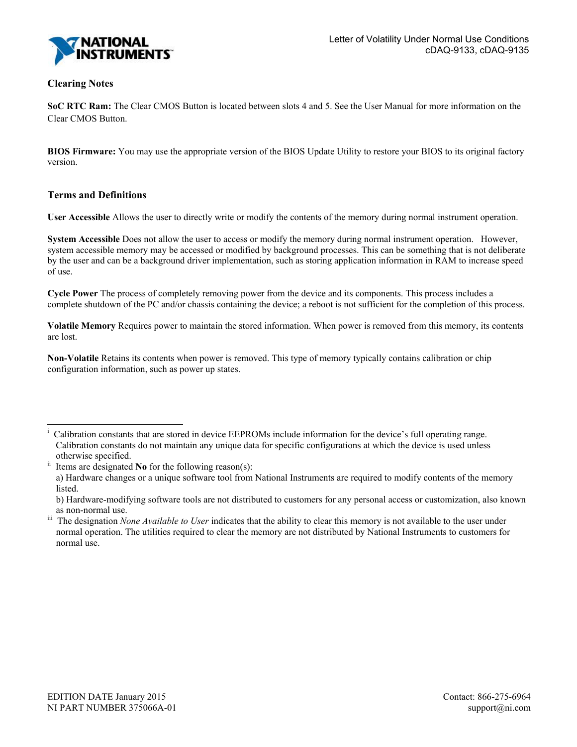## Clearing Notes

**SoC RTC Ram:** The Clear CMOS Button is located between slots 4 and 5. See the User Manual for more information on the Clear CMOS Button.

**BIOS Firmware:** You may use the appropriate version of the BIOS Update Utility to restore your BIOS to its original factory version.

## Terms and Definitions

**User Accessible** Allows the user to directly write or modify the contents of the memory during normal instrument operation.

**System Accessible** Does not allow the user to access or modify the memory during normal instrument operation. However, system accessible memory may be accessed or modified by background processes. This can be something that is not deliberate by the user and can be a background driver implementation, such as storing application information in RAM to increase speed of use.

**Cycle Power** The process of completely removing power from the device and its components. This process includes a complete shutdown of the PC and/or chassis containing the device; a reboot is not sufficient for the completion of this process.

**Volatile Memory** Requires power to maintain the stored information. When power is removed from this memory, its contents are lost.

**Non-Volatile** Retains its contents when power is removed. This type of memory typically contains calibration or chip configuration information, such as power up states.

---

[i] Calibration constants that are stored in device EEPROMs include information for the device's full operating range. Calibration constants do not maintain any unique data for specific configurations at which the device is used unless otherwise specified.

[ii] Items are designated **No** for the following reason(s):
a) Hardware changes or a unique software tool from National Instruments are required to modify contents of the memory listed.
b) Hardware-modifying software tools are not distributed to customers for any personal access or customization, also known as non-normal use.

[iii] The designation *None Available to User* indicates that the ability to clear this memory is not available to the user under normal operation. The utilities required to clear the memory are not distributed by National Instruments to customers for normal use.

EDITION DATE January 2015
NI PART NUMBER 375066A-01

Contact: 866-275-6964
support@ni.com